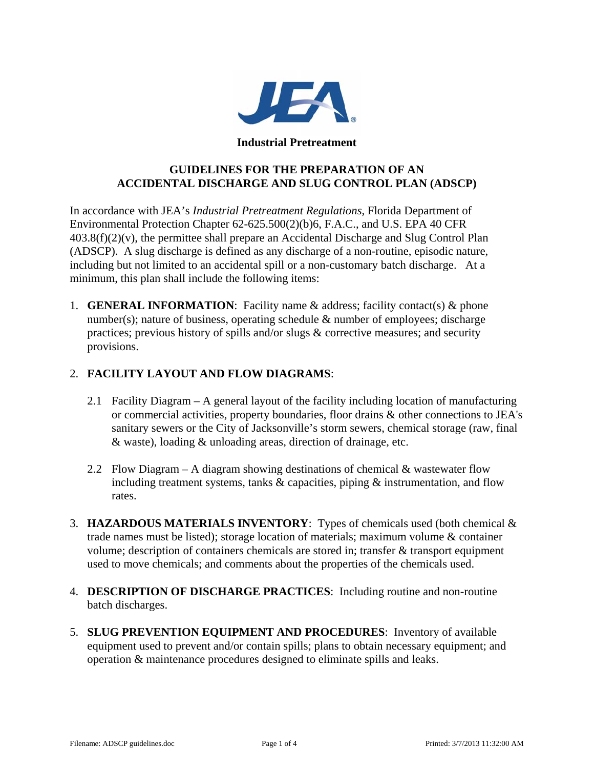**Industrial Pretreatment**

# GUIDELINES FOR THE PREPARATION OF AN ACCIDENTAL DISCHARGE AND SLUG CONTROL PLAN (ADSCP)

In accordance with JEA's *Industrial Pretreatment Regulations*, Florida Department of Environmental Protection Chapter 62-625.500(2)(b)6, F.A.C., and U.S. EPA 40 CFR 403.8(f)(2)(v), the permittee shall prepare an Accidental Discharge and Slug Control Plan (ADSCP). A slug discharge is defined as any discharge of a non-routine, episodic nature, including but not limited to an accidental spill or a non-customary batch discharge. At a minimum, this plan shall include the following items:

1. **GENERAL INFORMATION**: Facility name & address; facility contact(s) & phone number(s); nature of business, operating schedule & number of employees; discharge practices; previous history of spills and/or slugs & corrective measures; and security provisions.

2. **FACILITY LAYOUT AND FLOW DIAGRAMS**:

   2.1 Facility Diagram – A general layout of the facility including location of manufacturing or commercial activities, property boundaries, floor drains & other connections to JEA's sanitary sewers or the City of Jacksonville's storm sewers, chemical storage (raw, final & waste), loading & unloading areas, direction of drainage, etc.

   2.2 Flow Diagram – A diagram showing destinations of chemical & wastewater flow including treatment systems, tanks & capacities, piping & instrumentation, and flow rates.

3. **HAZARDOUS MATERIALS INVENTORY**: Types of chemicals used (both chemical & trade names must be listed); storage location of materials; maximum volume & container volume; description of containers chemicals are stored in; transfer & transport equipment used to move chemicals; and comments about the properties of the chemicals used.

4. **DESCRIPTION OF DISCHARGE PRACTICES**: Including routine and non-routine batch discharges.

5. **SLUG PREVENTION EQUIPMENT AND PROCEDURES**: Inventory of available equipment used to prevent and/or contain spills; plans to obtain necessary equipment; and operation & maintenance procedures designed to eliminate spills and leaks.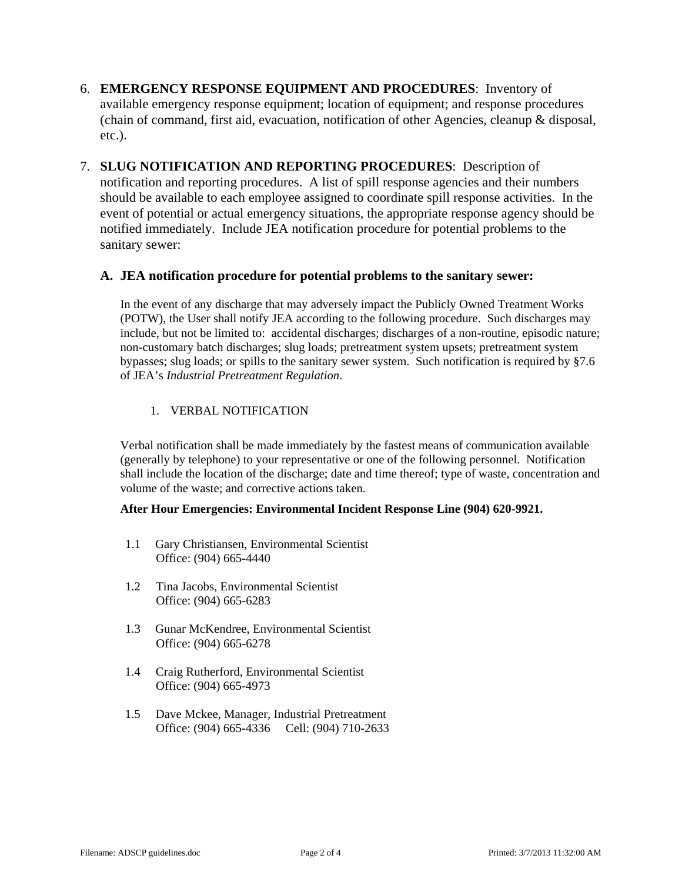6. **EMERGENCY RESPONSE EQUIPMENT AND PROCEDURES**: Inventory of available emergency response equipment; location of equipment; and response procedures (chain of command, first aid, evacuation, notification of other Agencies, cleanup & disposal, etc.).

7. **SLUG NOTIFICATION AND REPORTING PROCEDURES**: Description of notification and reporting procedures. A list of spill response agencies and their numbers should be available to each employee assigned to coordinate spill response activities. In the event of potential or actual emergency situations, the appropriate response agency should be notified immediately. Include JEA notification procedure for potential problems to the sanitary sewer:

### A. JEA notification procedure for potential problems to the sanitary sewer:

In the event of any discharge that may adversely impact the Publicly Owned Treatment Works (POTW), the User shall notify JEA according to the following procedure. Such discharges may include, but not be limited to: accidental discharges; discharges of a non-routine, episodic nature; non-customary batch discharges; slug loads; pretreatment system upsets; pretreatment system bypasses; slug loads; or spills to the sanitary sewer system. Such notification is required by §7.6 of JEA's *Industrial Pretreatment Regulation*.

1. VERBAL NOTIFICATION

Verbal notification shall be made immediately by the fastest means of communication available (generally by telephone) to your representative or one of the following personnel. Notification shall include the location of the discharge; date and time thereof; type of waste, concentration and volume of the waste; and corrective actions taken.

**After Hour Emergencies: Environmental Incident Response Line (904) 620-9921.**

1.1 Gary Christiansen, Environmental Scientist
Office: (904) 665-4440

1.2 Tina Jacobs, Environmental Scientist
Office: (904) 665-6283

1.3 Gunar McKendree, Environmental Scientist
Office: (904) 665-6278

1.4 Craig Rutherford, Environmental Scientist
Office: (904) 665-4973

1.5 Dave Mckee, Manager, Industrial Pretreatment
Office: (904) 665-4336 Cell: (904) 710-2633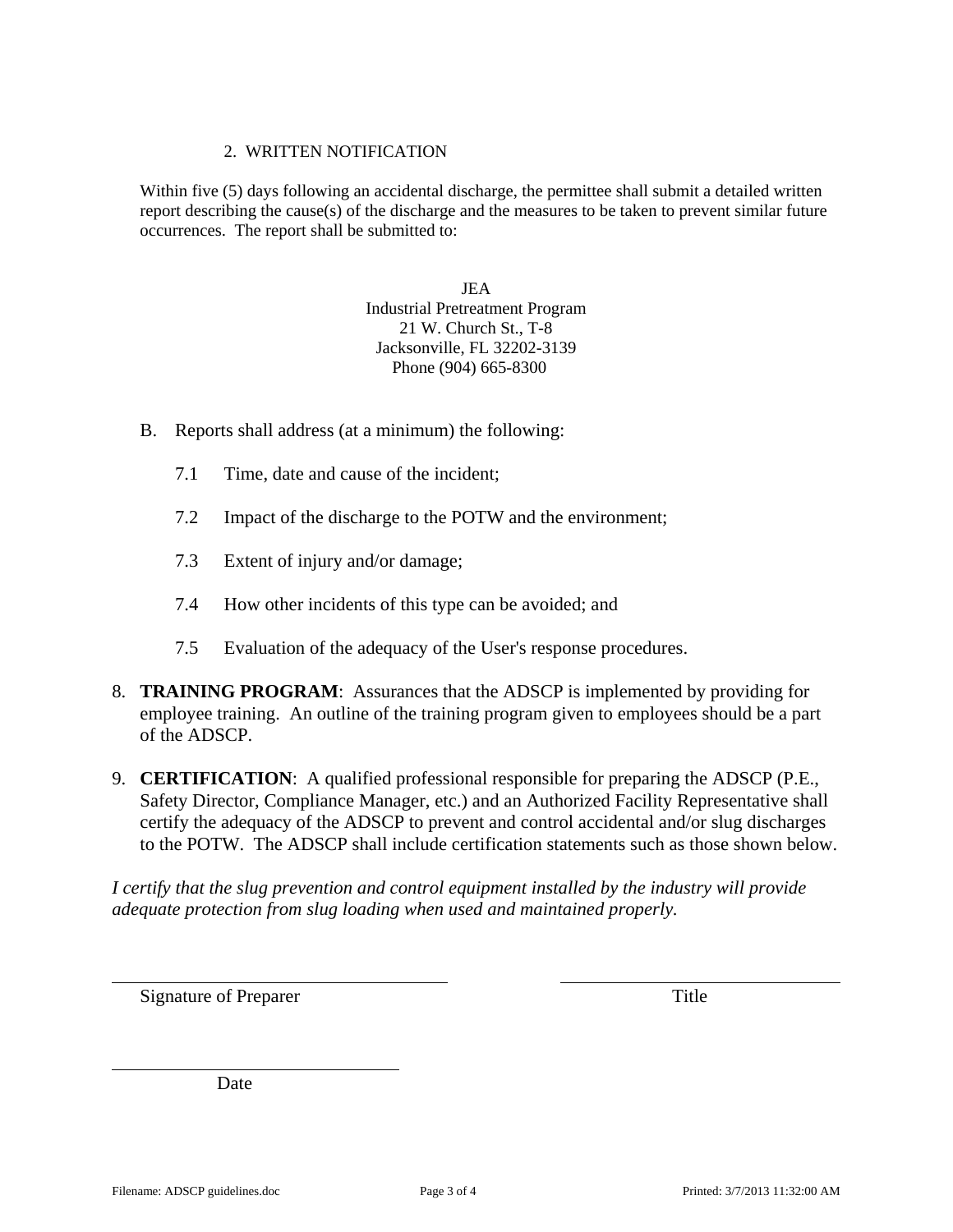2. WRITTEN NOTIFICATION

Within five (5) days following an accidental discharge, the permittee shall submit a detailed written report describing the cause(s) of the discharge and the measures to be taken to prevent similar future occurrences. The report shall be submitted to:

JEA
Industrial Pretreatment Program
21 W. Church St., T-8
Jacksonville, FL 32202-3139
Phone (904) 665-8300

B. Reports shall address (at a minimum) the following:

   7.1 Time, date and cause of the incident;

   7.2 Impact of the discharge to the POTW and the environment;

   7.3 Extent of injury and/or damage;

   7.4 How other incidents of this type can be avoided; and

   7.5 Evaluation of the adequacy of the User's response procedures.

8. **TRAINING PROGRAM**: Assurances that the ADSCP is implemented by providing for employee training. An outline of the training program given to employees should be a part of the ADSCP.

9. **CERTIFICATION**: A qualified professional responsible for preparing the ADSCP (P.E., Safety Director, Compliance Manager, etc.) and an Authorized Facility Representative shall certify the adequacy of the ADSCP to prevent and control accidental and/or slug discharges to the POTW. The ADSCP shall include certification statements such as those shown below.

*I certify that the slug prevention and control equipment installed by the industry will provide adequate protection from slug loading when used and maintained properly.*

\_\_\_\_\_\_\_\_\_\_\_\_\_\_\_\_\_\_\_\_\_\_\_\_\_\_\_\_\_\_ &nbsp;&nbsp;&nbsp;&nbsp; \_\_\_\_\_\_\_\_\_\_\_\_\_\_\_\_\_\_\_\_\_\_\_\_\_\_
Signature of Preparer &nbsp;&nbsp;&nbsp;&nbsp; Title

\_\_\_\_\_\_\_\_\_\_\_\_\_\_\_\_\_\_\_\_\_\_\_\_\_\_
Date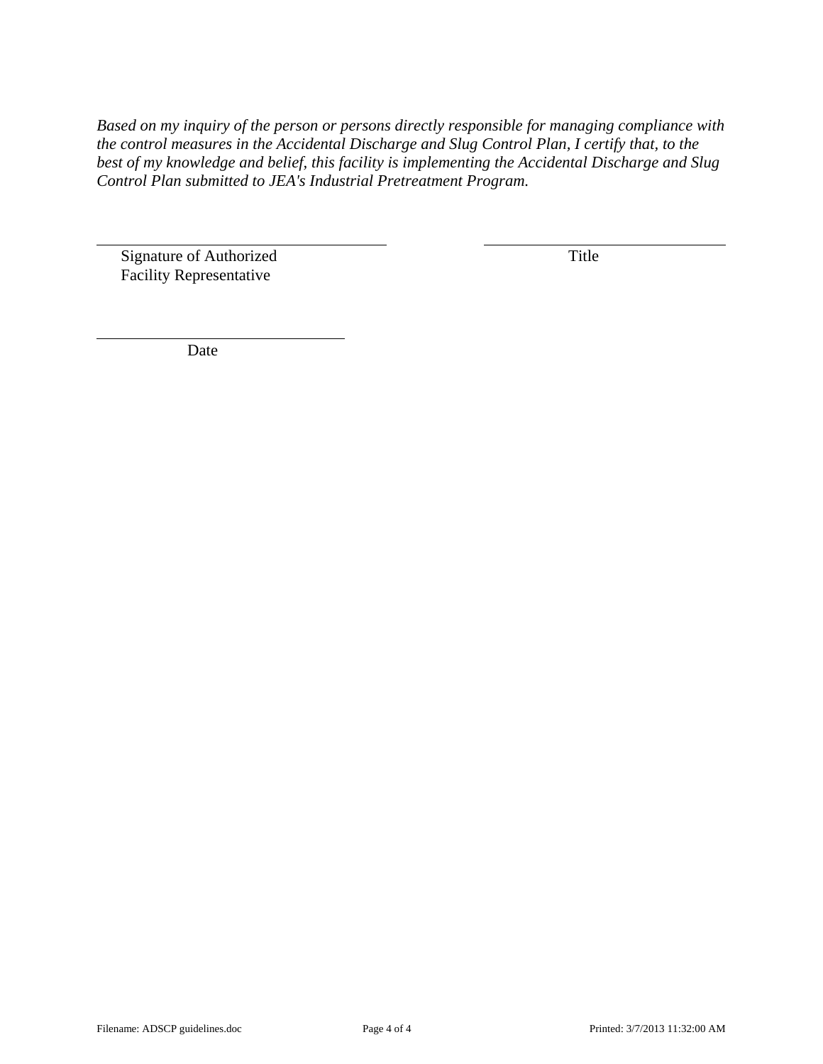*Based on my inquiry of the person or persons directly responsible for managing compliance with the control measures in the Accidental Discharge and Slug Control Plan, I certify that, to the best of my knowledge and belief, this facility is implementing the Accidental Discharge and Slug Control Plan submitted to JEA's Industrial Pretreatment Program.*

\_\_\_\_\_\_\_\_\_\_\_\_\_\_\_\_\_\_\_\_\_\_\_\_\_\_\_\_\_\_\_\_\_\_\_\_\_\_\_\_
Signature of Authorized
Facility Representative

\_\_\_\_\_\_\_\_\_\_\_\_\_\_\_\_\_\_\_\_\_\_\_\_\_\_\_\_\_\_\_\_\_\_
Title

\_\_\_\_\_\_\_\_\_\_\_\_\_\_\_\_\_\_\_\_\_\_\_\_\_\_\_\_\_\_\_\_\_\_
Date